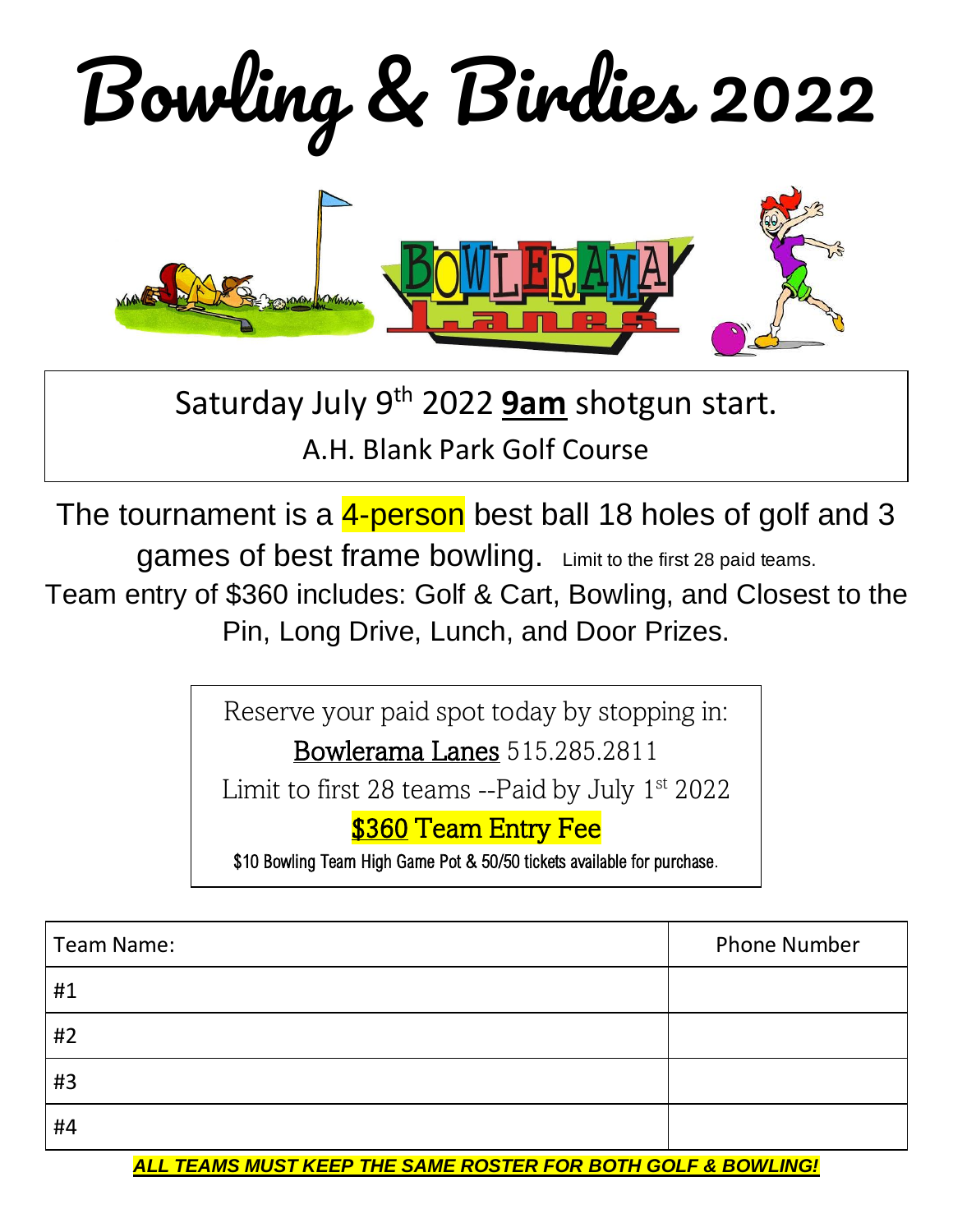# Bowling & Birdies 2022

Saturday July 9th 2022 **9am** shotgun start.

A.H. Blank Park Golf Course

The tournament is a 4-person best ball 18 holes of golf and 3 games of best frame bowling. Limit to the first 28 paid teams.

Team entry of $360 includes: Golf & Cart, Bowling, and Closest to the Pin, Long Drive, Lunch, and Door Prizes.

Reserve your paid spot today by stopping in:

Bowlerama Lanes 515.285.2811

Limit to first 28 teams --Paid by July 1st 2022

$360 Team Entry Fee

$10 Bowling Team High Game Pot & 50/50 tickets available for purchase.

| Team Name: | Phone Number |
|---|---|
| #1 | |
| #2 | |
| #3 | |
| #4 | |

***ALL TEAMS MUST KEEP THE SAME ROSTER FOR BOTH GOLF & BOWLING!***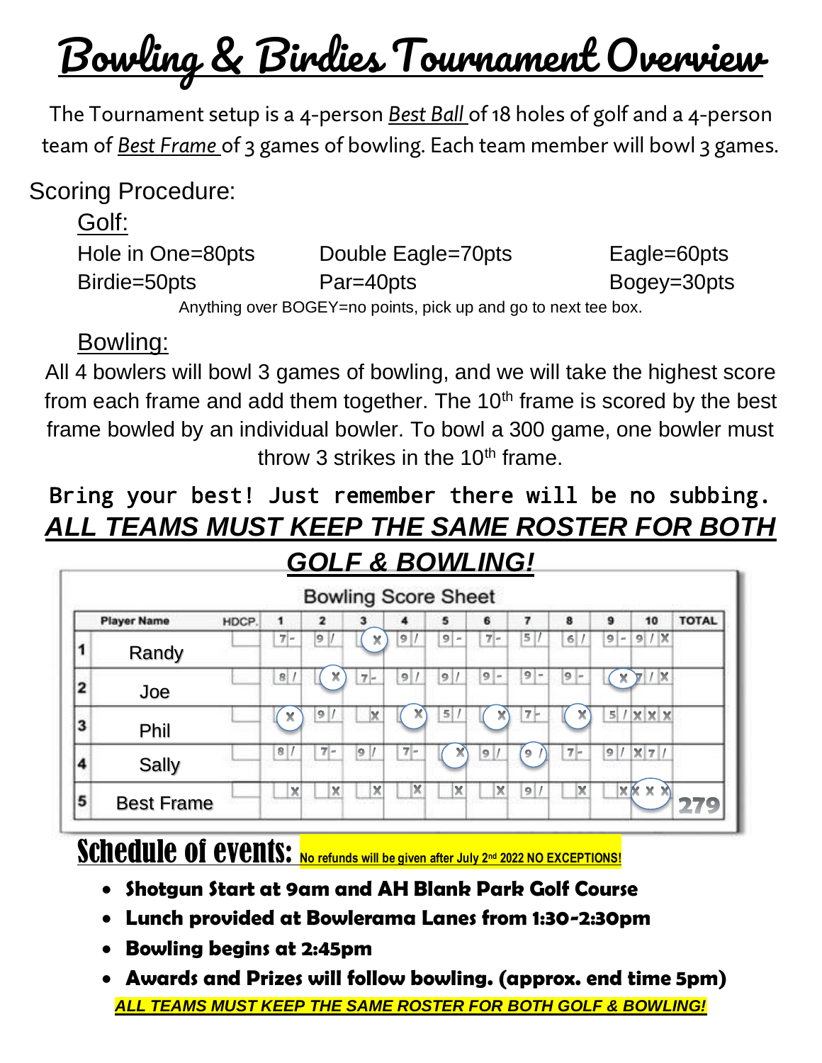# Bowling & Birdies Tournament Overview

The Tournament setup is a 4-person *Best Ball* of 18 holes of golf and a 4-person team of *Best Frame* of 3 games of bowling. Each team member will bowl 3 games.

## Scoring Procedure:

### Golf:

| | | |
|---|---|---|
| Hole in One=80pts | Double Eagle=70pts | Eagle=60pts |
| Birdie=50pts | Par=40pts | Bogey=30pts |

Anything over BOGEY=no points, pick up and go to next tee box.

### Bowling:

All 4 bowlers will bowl 3 games of bowling, and we will take the highest score from each frame and add them together. The 10th frame is scored by the best frame bowled by an individual bowler. To bowl a 300 game, one bowler must throw 3 strikes in the 10th frame.

**Bring your best! Just remember there will be no subbing.**

***ALL TEAMS MUST KEEP THE SAME ROSTER FOR BOTH GOLF & BOWLING!***

**Bowling Score Sheet**

| | Player Name | HDCP. | 1 | 2 | 3 | 4 | 5 | 6 | 7 | 8 | 9 | 10 | TOTAL |
|---|---|---|---|---|---|---|---|---|---|---|---|---|---|
| 1 | Randy | | 7 - | 9 / | X | 9 / | 9 - | 7 - | 5 / | 6 / | 9 - | 9 / X | |
| 2 | Joe | | 8 / | X | 7 - | 9 / | 9 / | 9 - | 9 - | 9 - | X | 7 / X | |
| 3 | Phil | | X | 9 / | X | X | 5 / | X | 7 - | X | 5 / | X X X | |
| 4 | Sally | | 8 / | 7 - | 9 / | 7 - | X | 9 / | 9 / | 7 - | 9 / | X 7 / | |
| 5 | Best Frame | | X | X | X | X | X | X | 9 / | X | X | X X X | 279 |

## Schedule of events: No refunds will be given after July 2nd 2022 NO EXCEPTIONS!

- **Shotgun Start at 9am and AH Blank Park Golf Course**
- **Lunch provided at Bowlerama Lanes from 1:30-2:30pm**
- **Bowling begins at 2:45pm**
- **Awards and Prizes will follow bowling. (approx. end time 5pm)**

***ALL TEAMS MUST KEEP THE SAME ROSTER FOR BOTH GOLF & BOWLING!***